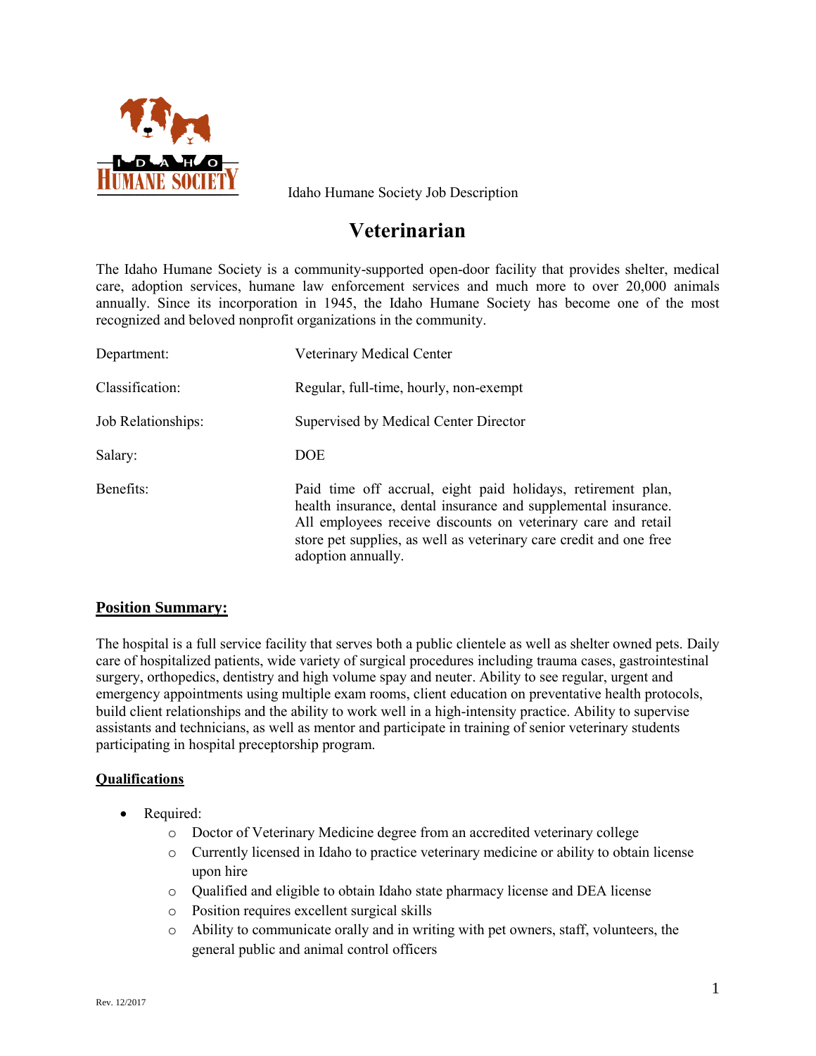Idaho Humane Society Job Description

# Veterinarian

The Idaho Humane Society is a community-supported open-door facility that provides shelter, medical care, adoption services, humane law enforcement services and much more to over 20,000 animals annually. Since its incorporation in 1945, the Idaho Humane Society has become one of the most recognized and beloved nonprofit organizations in the community.

| | |
|---|---|
| Department: | Veterinary Medical Center |
| Classification: | Regular, full-time, hourly, non-exempt |
| Job Relationships: | Supervised by Medical Center Director |
| Salary: | DOE |
| Benefits: | Paid time off accrual, eight paid holidays, retirement plan, health insurance, dental insurance and supplemental insurance. All employees receive discounts on veterinary care and retail store pet supplies, as well as veterinary care credit and one free adoption annually. |

## Position Summary:

The hospital is a full service facility that serves both a public clientele as well as shelter owned pets. Daily care of hospitalized patients, wide variety of surgical procedures including trauma cases, gastrointestinal surgery, orthopedics, dentistry and high volume spay and neuter. Ability to see regular, urgent and emergency appointments using multiple exam rooms, client education on preventative health protocols, build client relationships and the ability to work well in a high-intensity practice. Ability to supervise assistants and technicians, as well as mentor and participate in training of senior veterinary students participating in hospital preceptorship program.

## Qualifications

- Required:
  - Doctor of Veterinary Medicine degree from an accredited veterinary college
  - Currently licensed in Idaho to practice veterinary medicine or ability to obtain license upon hire
  - Qualified and eligible to obtain Idaho state pharmacy license and DEA license
  - Position requires excellent surgical skills
  - Ability to communicate orally and in writing with pet owners, staff, volunteers, the general public and animal control officers

Rev. 12/2017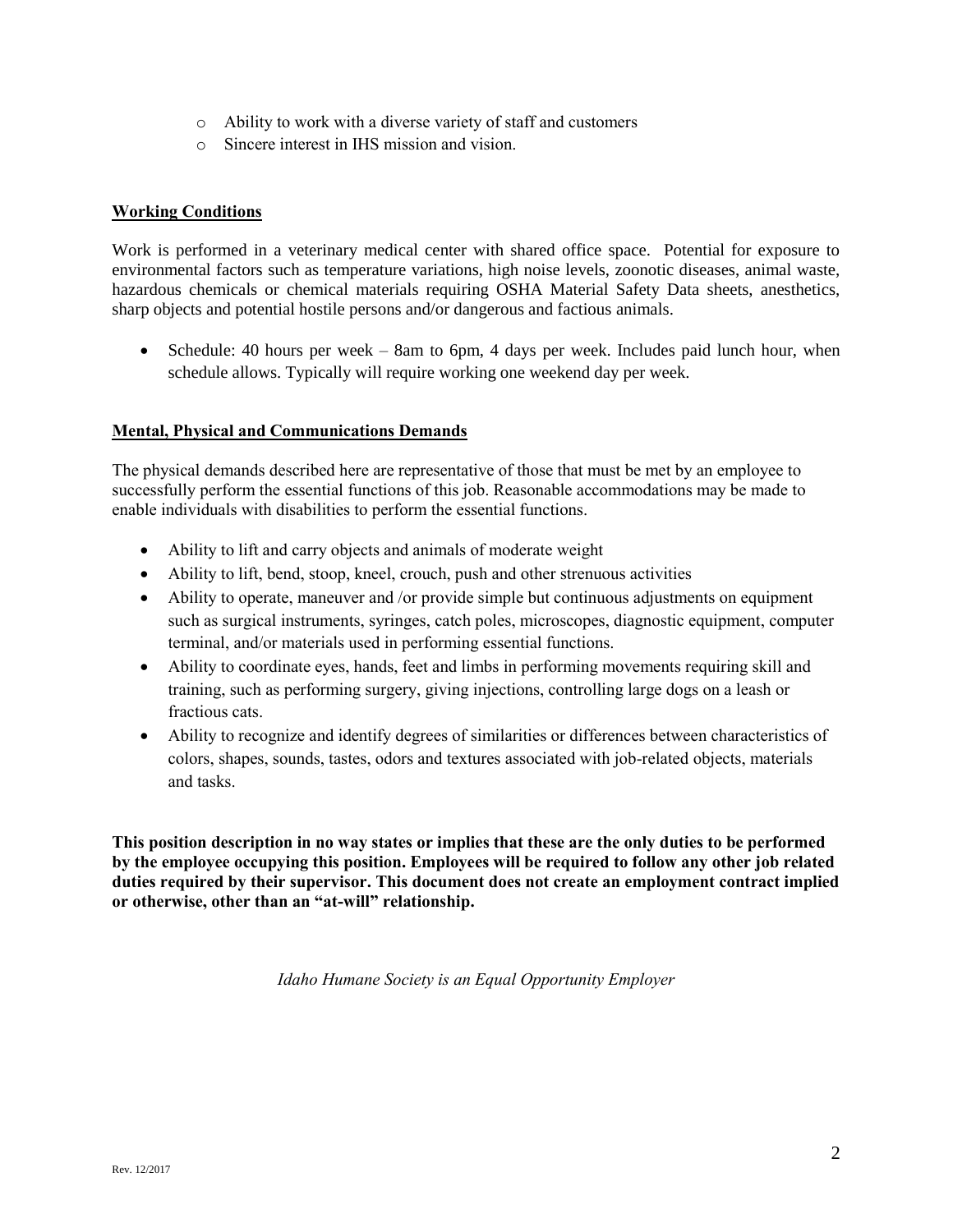- Ability to work with a diverse variety of staff and customers
- Sincere interest in IHS mission and vision.

## Working Conditions

Work is performed in a veterinary medical center with shared office space. Potential for exposure to environmental factors such as temperature variations, high noise levels, zoonotic diseases, animal waste, hazardous chemicals or chemical materials requiring OSHA Material Safety Data sheets, anesthetics, sharp objects and potential hostile persons and/or dangerous and factious animals.

- Schedule: 40 hours per week – 8am to 6pm, 4 days per week. Includes paid lunch hour, when schedule allows. Typically will require working one weekend day per week.

## Mental, Physical and Communications Demands

The physical demands described here are representative of those that must be met by an employee to successfully perform the essential functions of this job. Reasonable accommodations may be made to enable individuals with disabilities to perform the essential functions.

- Ability to lift and carry objects and animals of moderate weight
- Ability to lift, bend, stoop, kneel, crouch, push and other strenuous activities
- Ability to operate, maneuver and /or provide simple but continuous adjustments on equipment such as surgical instruments, syringes, catch poles, microscopes, diagnostic equipment, computer terminal, and/or materials used in performing essential functions.
- Ability to coordinate eyes, hands, feet and limbs in performing movements requiring skill and training, such as performing surgery, giving injections, controlling large dogs on a leash or fractious cats.
- Ability to recognize and identify degrees of similarities or differences between characteristics of colors, shapes, sounds, tastes, odors and textures associated with job-related objects, materials and tasks.

**This position description in no way states or implies that these are the only duties to be performed by the employee occupying this position. Employees will be required to follow any other job related duties required by their supervisor. This document does not create an employment contract implied or otherwise, other than an "at-will" relationship.**

*Idaho Humane Society is an Equal Opportunity Employer*

Rev. 12/2017